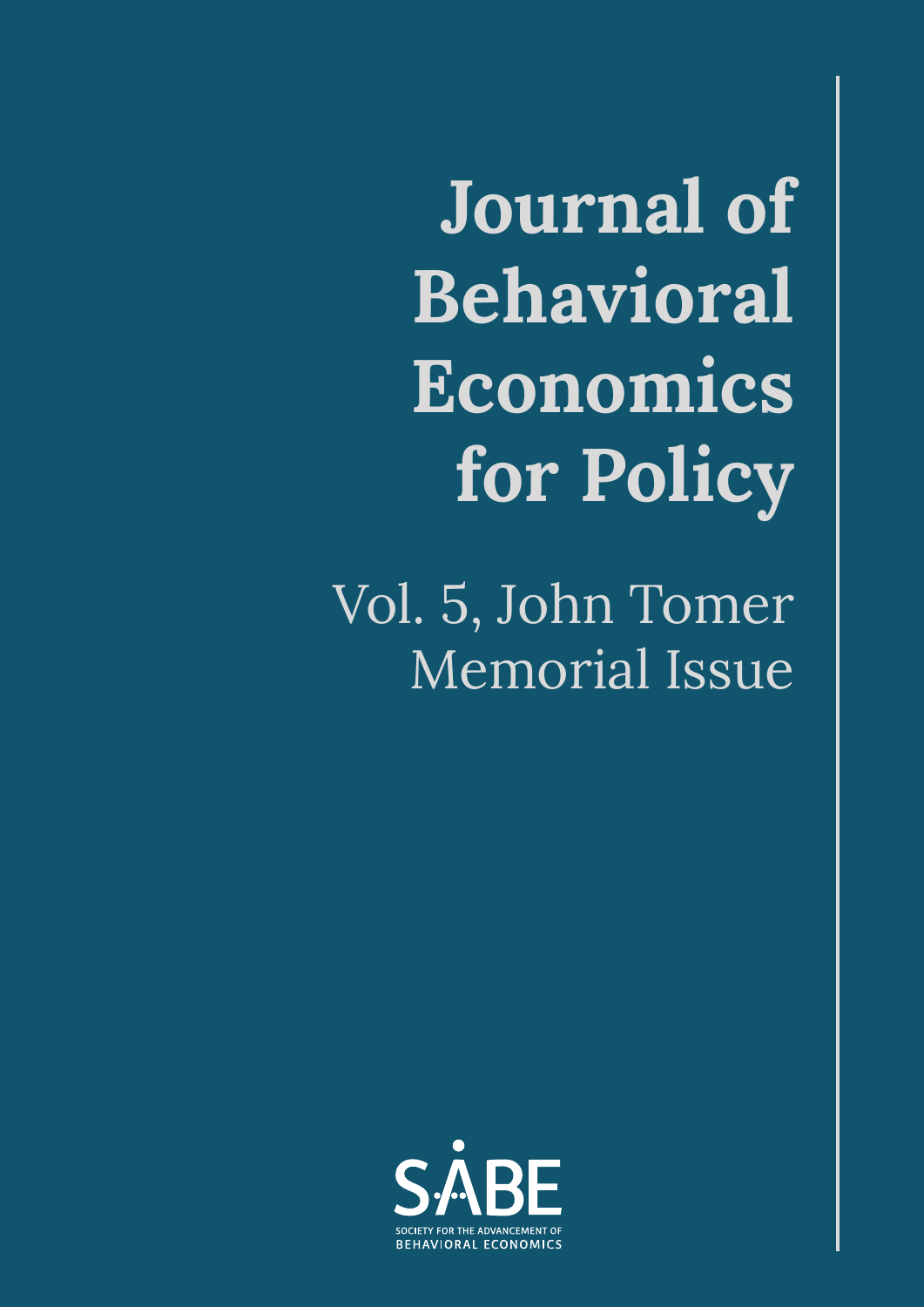# Journal of Behavioral Economics for Policy

Vol. 5, John Tomer Memorial Issue

SABE

SOCIETY FOR THE ADVANCEMENT OF BEHAVIORAL ECONOMICS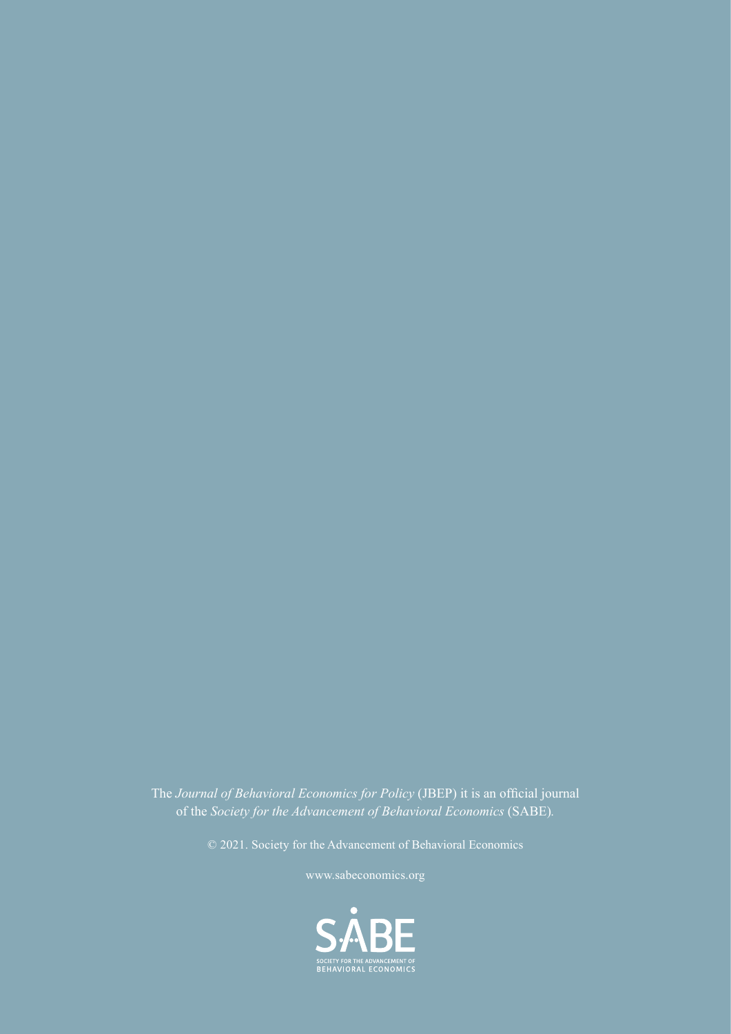The *Journal of Behavioral Economics for Policy* (JBEP) it is an official journal of the *Society for the Advancement of Behavioral Economics* (SABE).

© 2021. Society for the Advancement of Behavioral Economics

www.sabeconomics.org

SABE

SOCIETY FOR THE ADVANCEMENT OF BEHAVIORAL ECONOMICS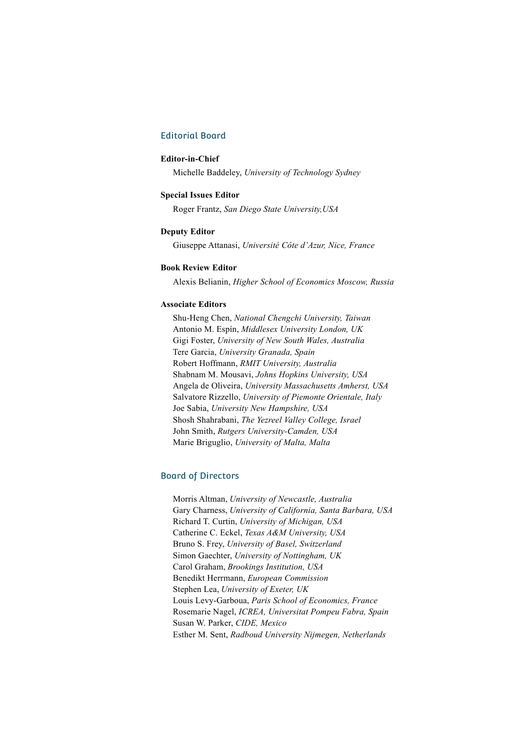## Editorial Board

**Editor-in-Chief**

Michelle Baddeley, *University of Technology Sydney*

**Special Issues Editor**

Roger Frantz, *San Diego State University,USA*

**Deputy Editor**

Giuseppe Attanasi, *Université Côte d'Azur, Nice, France*

**Book Review Editor**

Alexis Belianin, *Higher School of Economics Moscow, Russia*

**Associate Editors**

Shu-Heng Chen, *National Chengchi University, Taiwan*
Antonio M. Espín, *Middlesex University London, UK*
Gigi Foster, *University of New South Wales, Australia*
Tere Garcia, *University Granada, Spain*
Robert Hoffmann, *RMIT University, Australia*
Shabnam M. Mousavi, *Johns Hopkins University, USA*
Angela de Oliveira, *University Massachusetts Amherst, USA*
Salvatore Rizzello, *University of Piemonte Orientale, Italy*
Joe Sabia, *University New Hampshire, USA*
Shosh Shahrabani, *The Yezreel Valley College, Israel*
John Smith, *Rutgers University-Camden, USA*
Marie Briguglio, *University of Malta, Malta*

## Board of Directors

Morris Altman, *University of Newcastle, Australia*
Gary Charness, *University of California, Santa Barbara, USA*
Richard T. Curtin, *University of Michigan, USA*
Catherine C. Eckel, *Texas A&M University, USA*
Bruno S. Frey, *University of Basel, Switzerland*
Simon Gaechter, *University of Nottingham, UK*
Carol Graham, *Brookings Institution, USA*
Benedikt Herrmann, *European Commission*
Stephen Lea, *University of Exeter, UK*
Louis Levy-Garboua, *Paris School of Economics, France*
Rosemarie Nagel, *ICREA, Universitat Pompeu Fabra, Spain*
Susan W. Parker, *CIDE, Mexico*
Esther M. Sent, *Radboud University Nijmegen, Netherlands*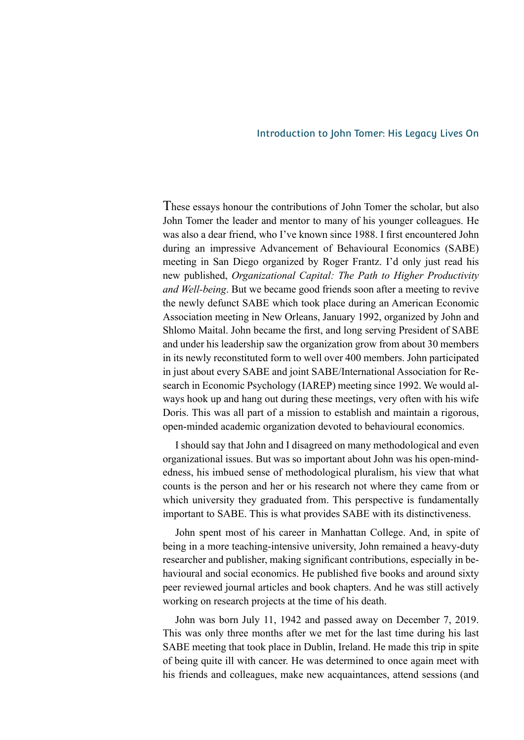## Introduction to John Tomer: His Legacy Lives On

These essays honour the contributions of John Tomer the scholar, but also John Tomer the leader and mentor to many of his younger colleagues. He was also a dear friend, who I've known since 1988. I first encountered John during an impressive Advancement of Behavioural Economics (SABE) meeting in San Diego organized by Roger Frantz. I'd only just read his new published, *Organizational Capital: The Path to Higher Productivity and Well-being*. But we became good friends soon after a meeting to revive the newly defunct SABE which took place during an American Economic Association meeting in New Orleans, January 1992, organized by John and Shlomo Maital. John became the first, and long serving President of SABE and under his leadership saw the organization grow from about 30 members in its newly reconstituted form to well over 400 members. John participated in just about every SABE and joint SABE/International Association for Research in Economic Psychology (IAREP) meeting since 1992. We would always hook up and hang out during these meetings, very often with his wife Doris. This was all part of a mission to establish and maintain a rigorous, open-minded academic organization devoted to behavioural economics.

I should say that John and I disagreed on many methodological and even organizational issues. But was so important about John was his open-mindedness, his imbued sense of methodological pluralism, his view that what counts is the person and her or his research not where they came from or which university they graduated from. This perspective is fundamentally important to SABE. This is what provides SABE with its distinctiveness.

John spent most of his career in Manhattan College. And, in spite of being in a more teaching-intensive university, John remained a heavy-duty researcher and publisher, making significant contributions, especially in behavioural and social economics. He published five books and around sixty peer reviewed journal articles and book chapters. And he was still actively working on research projects at the time of his death.

John was born July 11, 1942 and passed away on December 7, 2019. This was only three months after we met for the last time during his last SABE meeting that took place in Dublin, Ireland. He made this trip in spite of being quite ill with cancer. He was determined to once again meet with his friends and colleagues, make new acquaintances, attend sessions (and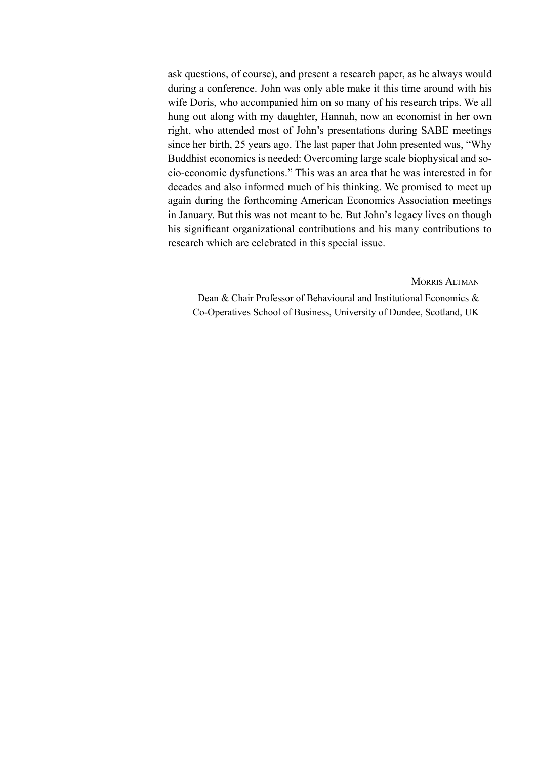ask questions, of course), and present a research paper, as he always would during a conference. John was only able make it this time around with his wife Doris, who accompanied him on so many of his research trips. We all hung out along with my daughter, Hannah, now an economist in her own right, who attended most of John's presentations during SABE meetings since her birth, 25 years ago. The last paper that John presented was, "Why Buddhist economics is needed: Overcoming large scale biophysical and socio-economic dysfunctions." This was an area that he was interested in for decades and also informed much of his thinking. We promised to meet up again during the forthcoming American Economics Association meetings in January. But this was not meant to be. But John's legacy lives on though his significant organizational contributions and his many contributions to research which are celebrated in this special issue.

Morris Altman

Dean & Chair Professor of Behavioural and Institutional Economics & Co-Operatives School of Business, University of Dundee, Scotland, UK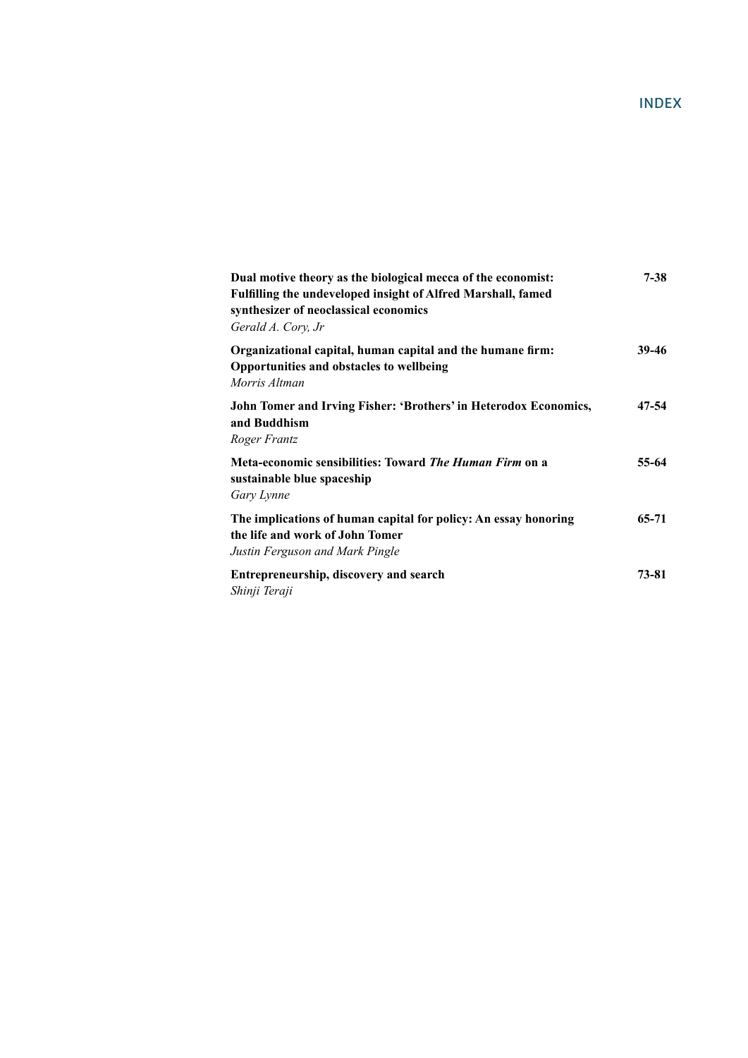# INDEX

| | |
|---|---|
| **Dual motive theory as the biological mecca of the economist: Fulfilling the undeveloped insight of Alfred Marshall, famed synthesizer of neoclassical economics**<br>*Gerald A. Cory, Jr* | **7-38** |
| **Organizational capital, human capital and the humane firm: Opportunities and obstacles to wellbeing**<br>*Morris Altman* | **39-46** |
| **John Tomer and Irving Fisher: 'Brothers' in Heterodox Economics, and Buddhism**<br>*Roger Frantz* | **47-54** |
| **Meta-economic sensibilities: Toward *The Human Firm* on a sustainable blue spaceship**<br>*Gary Lynne* | **55-64** |
| **The implications of human capital for policy: An essay honoring the life and work of John Tomer**<br>*Justin Ferguson and Mark Pingle* | **65-71** |
| **Entrepreneurship, discovery and search**<br>*Shinji Teraji* | **73-81** |